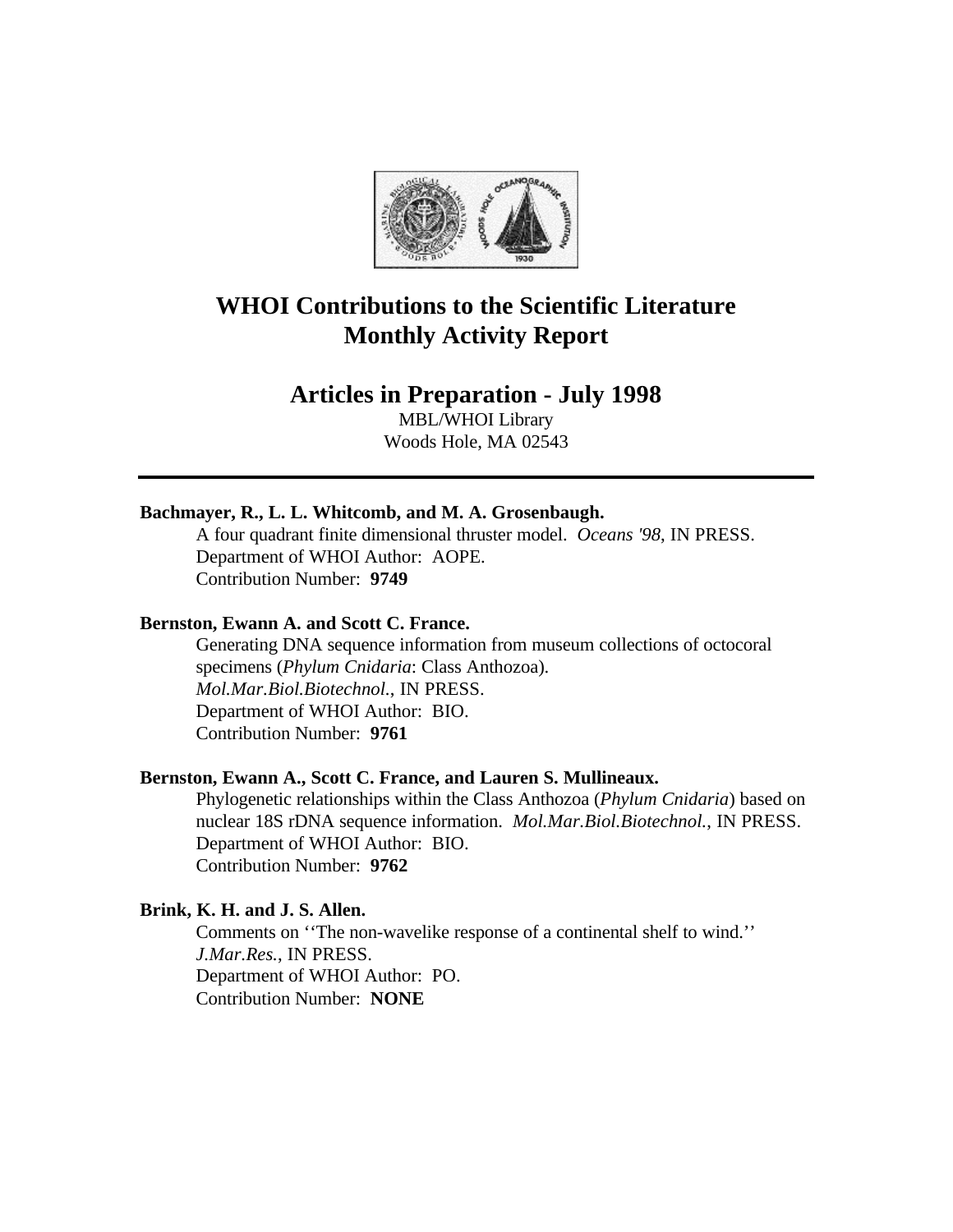# WHOI Contributions to the Scientific Literature Monthly Activity Report

## Articles in Preparation - July 1998

MBL/WHOI Library
Woods Hole, MA 02543

---

**Bachmayer, R., L. L. Whitcomb, and M. A. Grosenbaugh.**
A four quadrant finite dimensional thruster model. *Oceans '98*, IN PRESS.
Department of WHOI Author: AOPE.
Contribution Number: **9749**

**Bernston, Ewann A. and Scott C. France.**
Generating DNA sequence information from museum collections of octocoral specimens (*Phylum Cnidaria*: Class Anthozoa).
*Mol.Mar.Biol.Biotechnol.*, IN PRESS.
Department of WHOI Author: BIO.
Contribution Number: **9761**

**Bernston, Ewann A., Scott C. France, and Lauren S. Mullineaux.**
Phylogenetic relationships within the Class Anthozoa (*Phylum Cnidaria*) based on nuclear 18S rDNA sequence information. *Mol.Mar.Biol.Biotechnol.*, IN PRESS.
Department of WHOI Author: BIO.
Contribution Number: **9762**

**Brink, K. H. and J. S. Allen.**
Comments on ''The non-wavelike response of a continental shelf to wind.''
*J.Mar.Res.*, IN PRESS.
Department of WHOI Author: PO.
Contribution Number: **NONE**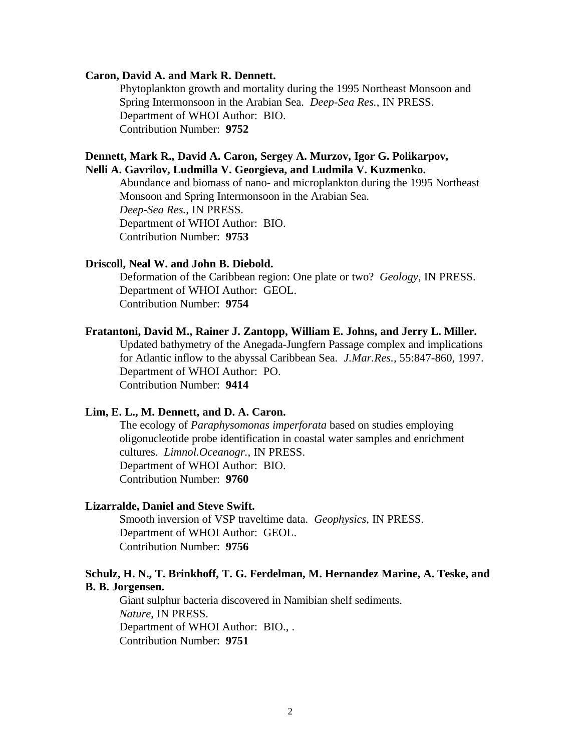**Caron, David A. and Mark R. Dennett.**

Phytoplankton growth and mortality during the 1995 Northeast Monsoon and Spring Intermonsoon in the Arabian Sea. *Deep-Sea Res.*, IN PRESS.
Department of WHOI Author: BIO.
Contribution Number: **9752**

**Dennett, Mark R., David A. Caron, Sergey A. Murzov, Igor G. Polikarpov, Nelli A. Gavrilov, Ludmilla V. Georgieva, and Ludmila V. Kuzmenko.**

Abundance and biomass of nano- and microplankton during the 1995 Northeast Monsoon and Spring Intermonsoon in the Arabian Sea.
*Deep-Sea Res.*, IN PRESS.
Department of WHOI Author: BIO.
Contribution Number: **9753**

**Driscoll, Neal W. and John B. Diebold.**

Deformation of the Caribbean region: One plate or two? *Geology*, IN PRESS.
Department of WHOI Author: GEOL.
Contribution Number: **9754**

**Fratantoni, David M., Rainer J. Zantopp, William E. Johns, and Jerry L. Miller.**

Updated bathymetry of the Anegada-Jungfern Passage complex and implications for Atlantic inflow to the abyssal Caribbean Sea. *J.Mar.Res.*, 55:847-860, 1997.
Department of WHOI Author: PO.
Contribution Number: **9414**

**Lim, E. L., M. Dennett, and D. A. Caron.**

The ecology of *Paraphysomonas imperforata* based on studies employing oligonucleotide probe identification in coastal water samples and enrichment cultures. *Limnol.Oceanogr.*, IN PRESS.
Department of WHOI Author: BIO.
Contribution Number: **9760**

**Lizarralde, Daniel and Steve Swift.**

Smooth inversion of VSP traveltime data. *Geophysics*, IN PRESS.
Department of WHOI Author: GEOL.
Contribution Number: **9756**

**Schulz, H. N., T. Brinkhoff, T. G. Ferdelman, M. Hernandez Marine, A. Teske, and B. B. Jorgensen.**

Giant sulphur bacteria discovered in Namibian shelf sediments.
*Nature*, IN PRESS.
Department of WHOI Author: BIO., .
Contribution Number: **9751**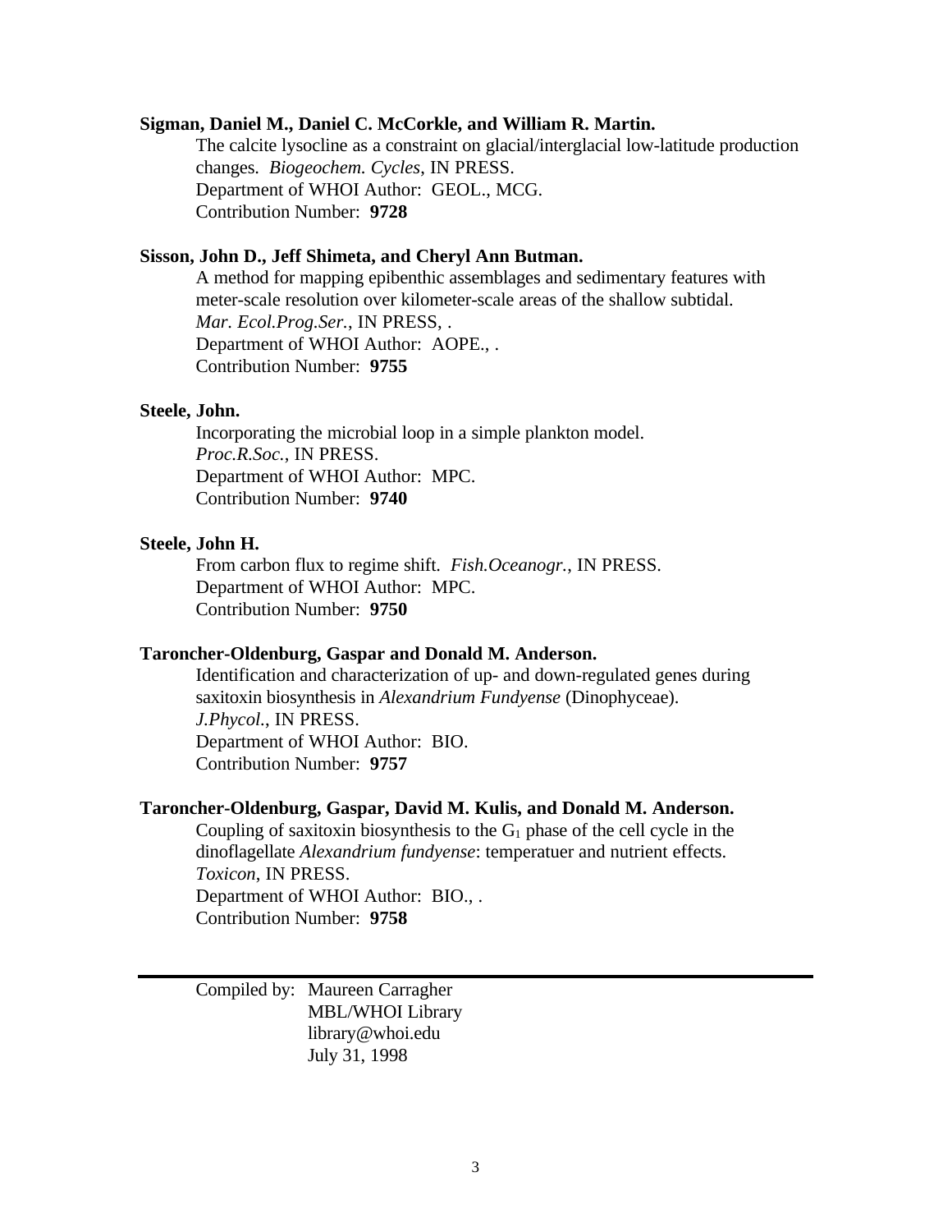**Sigman, Daniel M., Daniel C. McCorkle, and William R. Martin.**

The calcite lysocline as a constraint on glacial/interglacial low-latitude production changes. *Biogeochem. Cycles*, IN PRESS.
Department of WHOI Author: GEOL., MCG.
Contribution Number: **9728**

**Sisson, John D., Jeff Shimeta, and Cheryl Ann Butman.**

A method for mapping epibenthic assemblages and sedimentary features with meter-scale resolution over kilometer-scale areas of the shallow subtidal.
*Mar. Ecol.Prog.Ser.*, IN PRESS, .
Department of WHOI Author: AOPE., .
Contribution Number: **9755**

**Steele, John.**

Incorporating the microbial loop in a simple plankton model.
*Proc.R.Soc.*, IN PRESS.
Department of WHOI Author: MPC.
Contribution Number: **9740**

**Steele, John H.**

From carbon flux to regime shift. *Fish.Oceanogr.*, IN PRESS.
Department of WHOI Author: MPC.
Contribution Number: **9750**

**Taroncher-Oldenburg, Gaspar and Donald M. Anderson.**

Identification and characterization of up- and down-regulated genes during saxitoxin biosynthesis in *Alexandrium Fundyense* (Dinophyceae).
*J.Phycol.*, IN PRESS.
Department of WHOI Author: BIO.
Contribution Number: **9757**

**Taroncher-Oldenburg, Gaspar, David M. Kulis, and Donald M. Anderson.**

Coupling of saxitoxin biosynthesis to the $G_1$ phase of the cell cycle in the dinoflagellate *Alexandrium fundyense*: temperatuer and nutrient effects.
*Toxicon*, IN PRESS.
Department of WHOI Author: BIO., .
Contribution Number: **9758**

---

Compiled by: Maureen Carragher
MBL/WHOI Library
library@whoi.edu
July 31, 1998